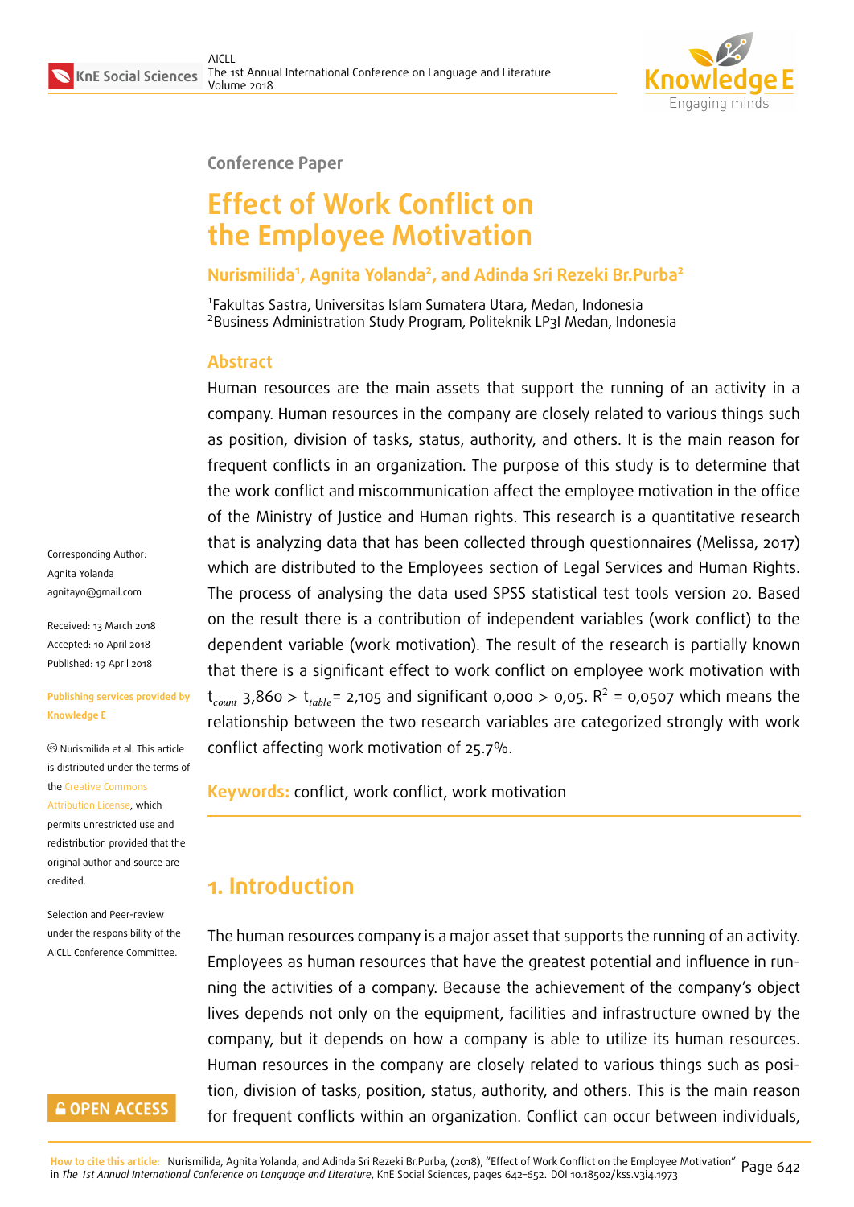Conference Paper

# Effect of Work Conflict on the Employee Motivation

**Nurismilida[1], Agnita Yolanda[2], and Adinda Sri Rezeki Br.Purba[2]**

[1]Fakultas Sastra, Universitas Islam Sumatera Utara, Medan, Indonesia
[2]Business Administration Study Program, Politeknik LP3I Medan, Indonesia

Corresponding Author: Agnita Yolanda agnitayo@gmail.com

Received: 13 March 2018
Accepted: 10 April 2018
Published: 19 April 2018

**Publishing services provided by Knowledge E**

© Nurismilida et al. This article is distributed under the terms of the Creative Commons Attribution License, which permits unrestricted use and redistribution provided that the original author and source are credited.

Selection and Peer-review under the responsibility of the AICLL Conference Committee.

## Abstract

Human resources are the main assets that support the running of an activity in a company. Human resources in the company are closely related to various things such as position, division of tasks, status, authority, and others. It is the main reason for frequent conflicts in an organization. The purpose of this study is to determine that the work conflict and miscommunication affect the employee motivation in the office of the Ministry of Justice and Human rights. This research is a quantitative research that is analyzing data that has been collected through questionnaires (Melissa, 2017) which are distributed to the Employees section of Legal Services and Human Rights. The process of analysing the data used SPSS statistical test tools version 20. Based on the result there is a contribution of independent variables (work conflict) to the dependent variable (work motivation). The result of the research is partially known that there is a significant effect to work conflict on employee work motivation with $t_{count}$ 3,860 > $t_{table}$= 2,105 and significant 0,000 > 0,05. $R^2$ = 0,0507 which means the relationship between the two research variables are categorized strongly with work conflict affecting work motivation of 25.7%.

**Keywords:** conflict, work conflict, work motivation

## 1. Introduction

The human resources company is a major asset that supports the running of an activity. Employees as human resources that have the greatest potential and influence in running the activities of a company. Because the achievement of the company's object lives depends not only on the equipment, facilities and infrastructure owned by the company, but it depends on how a company is able to utilize its human resources. Human resources in the company are closely related to various things such as position, division of tasks, position, status, authority, and others. This is the main reason for frequent conflicts within an organization. Conflict can occur between individuals,

How to cite this article: Nurismilida, Agnita Yolanda, and Adinda Sri Rezeki Br.Purba, (2018), "Effect of Work Conflict on the Employee Motivation" in *The 1st Annual International Conference on Language and Literature*, KnE Social Sciences, pages 642–652. DOI 10.18502/kss.v3i4.1973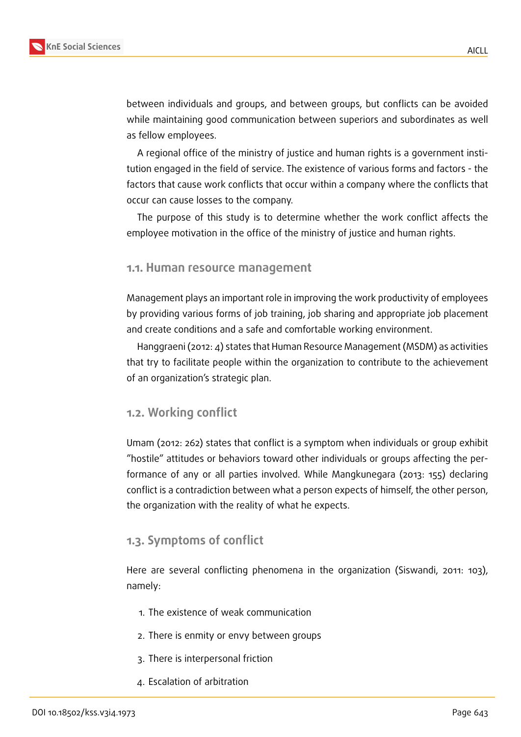between individuals and groups, and between groups, but conflicts can be avoided while maintaining good communication between superiors and subordinates as well as fellow employees.

A regional office of the ministry of justice and human rights is a government institution engaged in the field of service. The existence of various forms and factors - the factors that cause work conflicts that occur within a company where the conflicts that occur can cause losses to the company.

The purpose of this study is to determine whether the work conflict affects the employee motivation in the office of the ministry of justice and human rights.

### 1.1. Human resource management

Management plays an important role in improving the work productivity of employees by providing various forms of job training, job sharing and appropriate job placement and create conditions and a safe and comfortable working environment.

Hanggraeni (2012: 4) states that Human Resource Management (MSDM) as activities that try to facilitate people within the organization to contribute to the achievement of an organization's strategic plan.

### 1.2. Working conflict

Umam (2012: 262) states that conflict is a symptom when individuals or group exhibit "hostile" attitudes or behaviors toward other individuals or groups affecting the performance of any or all parties involved. While Mangkunegara (2013: 155) declaring conflict is a contradiction between what a person expects of himself, the other person, the organization with the reality of what he expects.

### 1.3. Symptoms of conflict

Here are several conflicting phenomena in the organization (Siswandi, 2011: 103), namely:

1. The existence of weak communication
2. There is enmity or envy between groups
3. There is interpersonal friction
4. Escalation of arbitration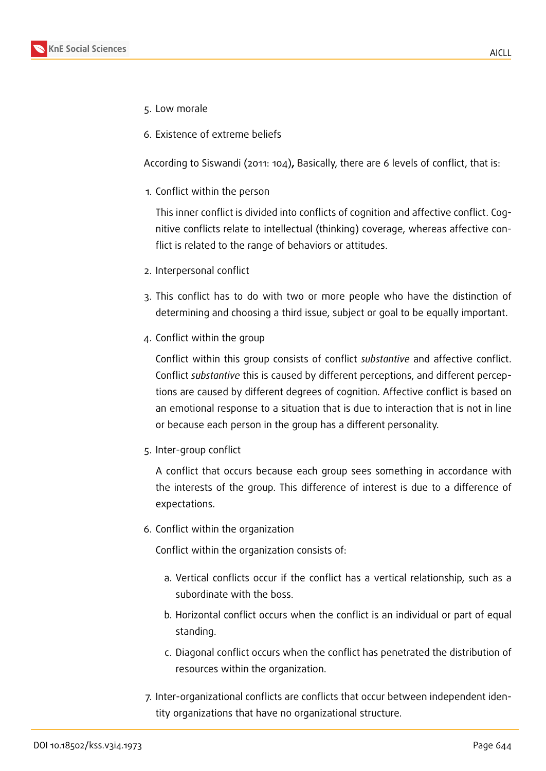5. Low morale
6. Existence of extreme beliefs

According to Siswandi (2011: 104)**,** Basically, there are 6 levels of conflict, that is:

1. Conflict within the person

   This inner conflict is divided into conflicts of cognition and affective conflict. Cognitive conflicts relate to intellectual (thinking) coverage, whereas affective conflict is related to the range of behaviors or attitudes.

2. Interpersonal conflict
3. This conflict has to do with two or more people who have the distinction of determining and choosing a third issue, subject or goal to be equally important.
4. Conflict within the group

   Conflict within this group consists of conflict *substantive* and affective conflict. Conflict *substantive* this is caused by different perceptions, and different perceptions are caused by different degrees of cognition. Affective conflict is based on an emotional response to a situation that is due to interaction that is not in line or because each person in the group has a different personality.

5. Inter-group conflict

   A conflict that occurs because each group sees something in accordance with the interests of the group. This difference of interest is due to a difference of expectations.

6. Conflict within the organization

   Conflict within the organization consists of:

   a. Vertical conflicts occur if the conflict has a vertical relationship, such as a subordinate with the boss.

   b. Horizontal conflict occurs when the conflict is an individual or part of equal standing.

   c. Diagonal conflict occurs when the conflict has penetrated the distribution of resources within the organization.

7. Inter-organizational conflicts are conflicts that occur between independent identity organizations that have no organizational structure.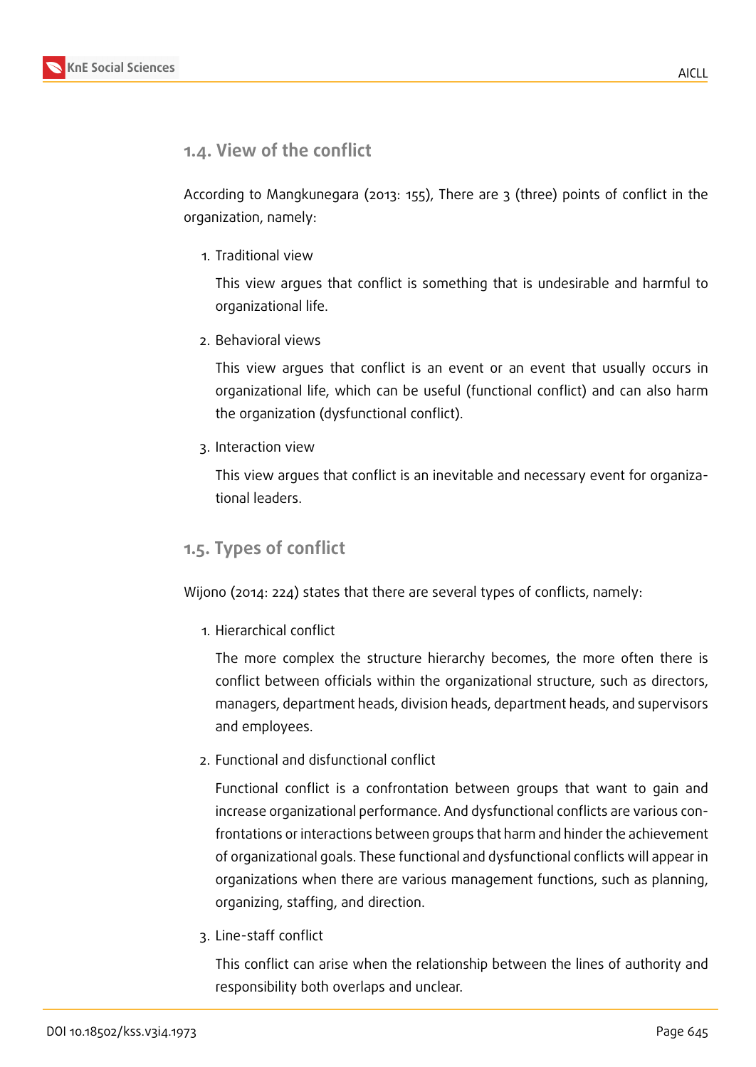### 1.4. View of the conflict

According to Mangkunegara (2013: 155), There are 3 (three) points of conflict in the organization, namely:

1. Traditional view

   This view argues that conflict is something that is undesirable and harmful to organizational life.

2. Behavioral views

   This view argues that conflict is an event or an event that usually occurs in organizational life, which can be useful (functional conflict) and can also harm the organization (dysfunctional conflict).

3. Interaction view

   This view argues that conflict is an inevitable and necessary event for organizational leaders.

### 1.5. Types of conflict

Wijono (2014: 224) states that there are several types of conflicts, namely:

1. Hierarchical conflict

   The more complex the structure hierarchy becomes, the more often there is conflict between officials within the organizational structure, such as directors, managers, department heads, division heads, department heads, and supervisors and employees.

2. Functional and disfunctional conflict

   Functional conflict is a confrontation between groups that want to gain and increase organizational performance. And dysfunctional conflicts are various confrontations or interactions between groups that harm and hinder the achievement of organizational goals. These functional and dysfunctional conflicts will appear in organizations when there are various management functions, such as planning, organizing, staffing, and direction.

3. Line-staff conflict

   This conflict can arise when the relationship between the lines of authority and responsibility both overlaps and unclear.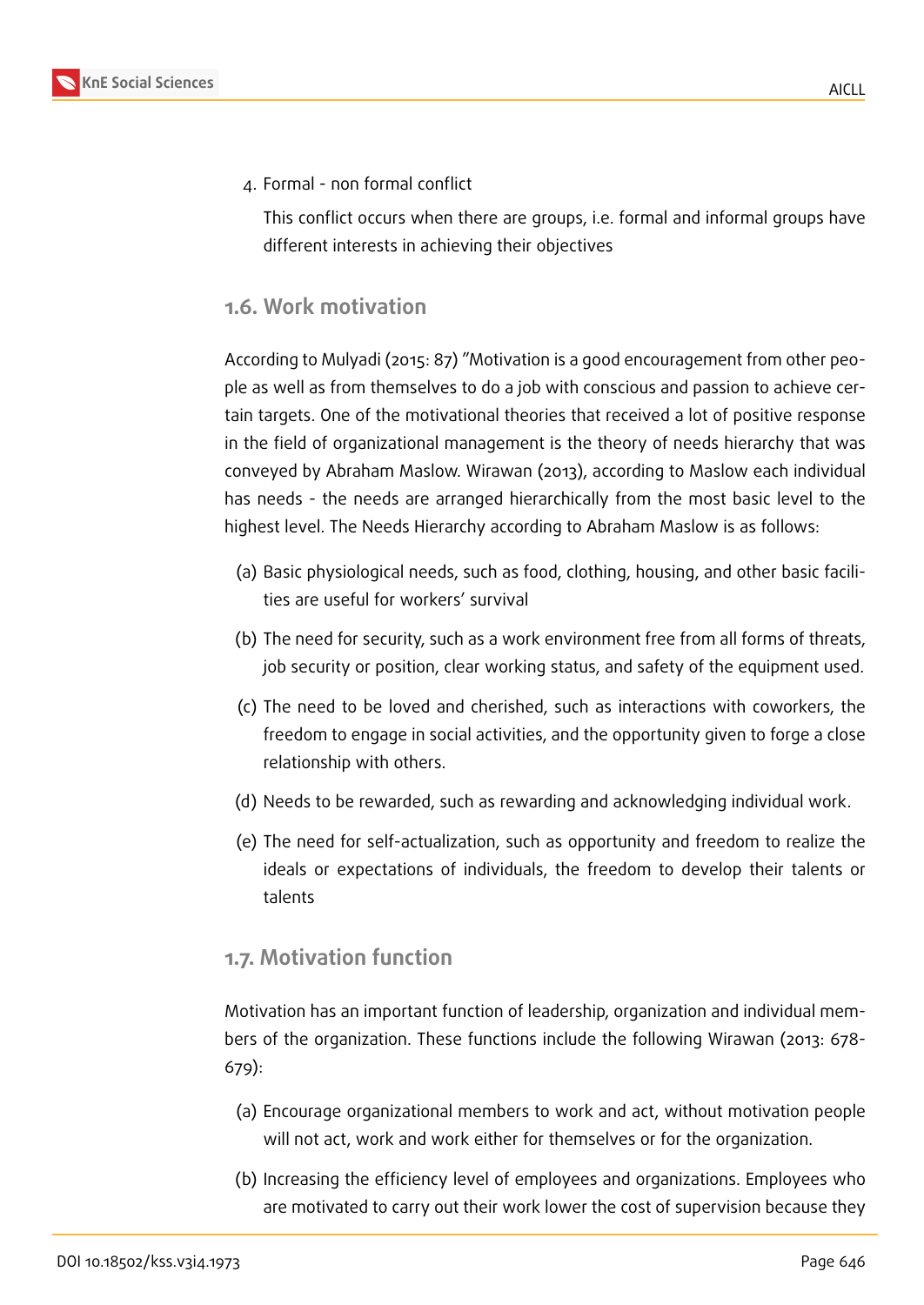4. Formal - non formal conflict

   This conflict occurs when there are groups, i.e. formal and informal groups have different interests in achieving their objectives

## 1.6. Work motivation

According to Mulyadi (2015: 87) "Motivation is a good encouragement from other people as well as from themselves to do a job with conscious and passion to achieve certain targets. One of the motivational theories that received a lot of positive response in the field of organizational management is the theory of needs hierarchy that was conveyed by Abraham Maslow. Wirawan (2013), according to Maslow each individual has needs - the needs are arranged hierarchically from the most basic level to the highest level. The Needs Hierarchy according to Abraham Maslow is as follows:

(a) Basic physiological needs, such as food, clothing, housing, and other basic facilities are useful for workers' survival

(b) The need for security, such as a work environment free from all forms of threats, job security or position, clear working status, and safety of the equipment used.

(c) The need to be loved and cherished, such as interactions with coworkers, the freedom to engage in social activities, and the opportunity given to forge a close relationship with others.

(d) Needs to be rewarded, such as rewarding and acknowledging individual work.

(e) The need for self-actualization, such as opportunity and freedom to realize the ideals or expectations of individuals, the freedom to develop their talents or talents

## 1.7. Motivation function

Motivation has an important function of leadership, organization and individual members of the organization. These functions include the following Wirawan (2013: 678-679):

(a) Encourage organizational members to work and act, without motivation people will not act, work and work either for themselves or for the organization.

(b) Increasing the efficiency level of employees and organizations. Employees who are motivated to carry out their work lower the cost of supervision because they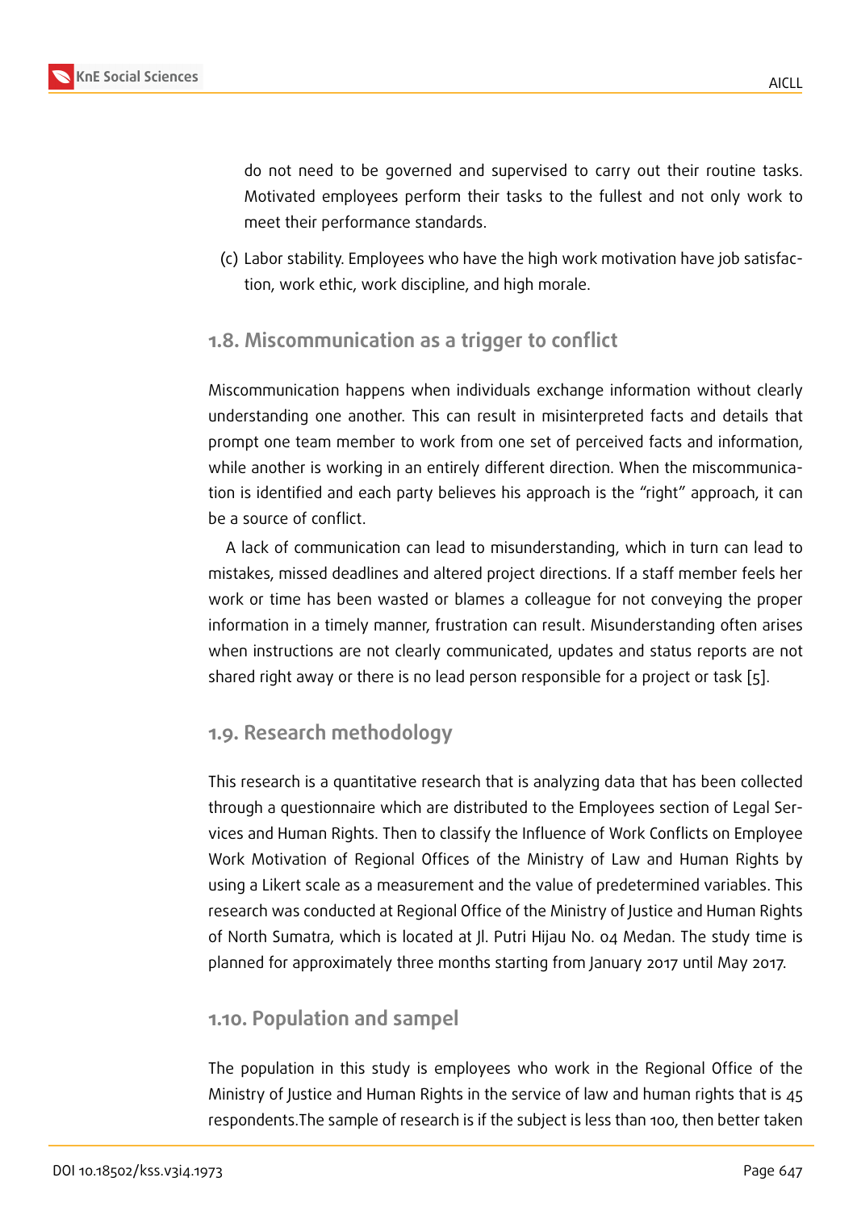do not need to be governed and supervised to carry out their routine tasks. Motivated employees perform their tasks to the fullest and not only work to meet their performance standards.

(c) Labor stability. Employees who have the high work motivation have job satisfaction, work ethic, work discipline, and high morale.

## 1.8. Miscommunication as a trigger to conflict

Miscommunication happens when individuals exchange information without clearly understanding one another. This can result in misinterpreted facts and details that prompt one team member to work from one set of perceived facts and information, while another is working in an entirely different direction. When the miscommunication is identified and each party believes his approach is the "right" approach, it can be a source of conflict.

A lack of communication can lead to misunderstanding, which in turn can lead to mistakes, missed deadlines and altered project directions. If a staff member feels her work or time has been wasted or blames a colleague for not conveying the proper information in a timely manner, frustration can result. Misunderstanding often arises when instructions are not clearly communicated, updates and status reports are not shared right away or there is no lead person responsible for a project or task [5].

## 1.9. Research methodology

This research is a quantitative research that is analyzing data that has been collected through a questionnaire which are distributed to the Employees section of Legal Services and Human Rights. Then to classify the Influence of Work Conflicts on Employee Work Motivation of Regional Offices of the Ministry of Law and Human Rights by using a Likert scale as a measurement and the value of predetermined variables. This research was conducted at Regional Office of the Ministry of Justice and Human Rights of North Sumatra, which is located at Jl. Putri Hijau No. 04 Medan. The study time is planned for approximately three months starting from January 2017 until May 2017.

## 1.10. Population and sampel

The population in this study is employees who work in the Regional Office of the Ministry of Justice and Human Rights in the service of law and human rights that is 45 respondents.The sample of research is if the subject is less than 100, then better taken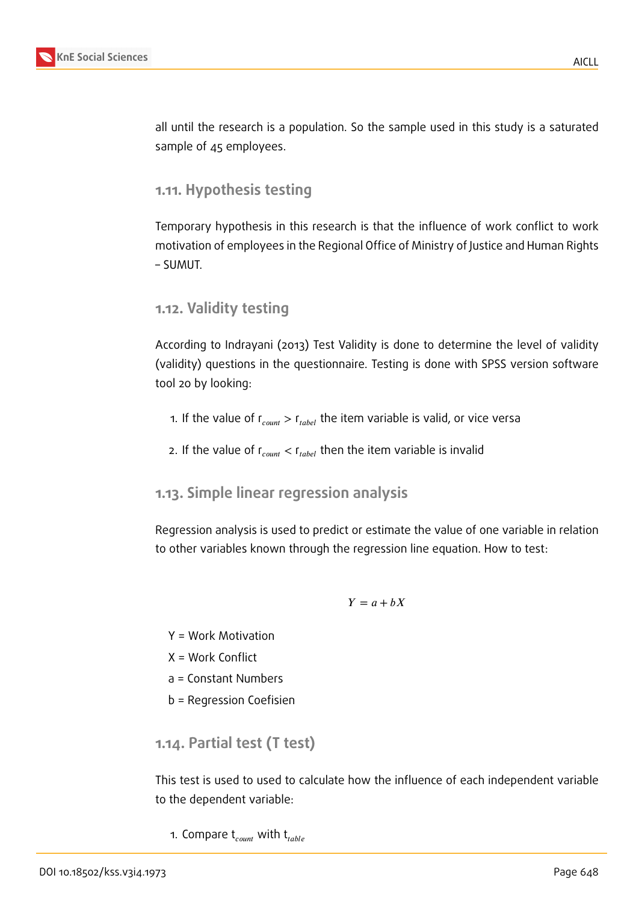all until the research is a population. So the sample used in this study is a saturated sample of 45 employees.

## 1.11. Hypothesis testing

Temporary hypothesis in this research is that the influence of work conflict to work motivation of employees in the Regional Office of Ministry of Justice and Human Rights – SUMUT.

## 1.12. Validity testing

According to Indrayani (2013) Test Validity is done to determine the level of validity (validity) questions in the questionnaire. Testing is done with SPSS version software tool 20 by looking:

1. If the value of $r_{count} > r_{tabel}$ the item variable is valid, or vice versa
2. If the value of $r_{count} < r_{tabel}$ then the item variable is invalid

## 1.13. Simple linear regression analysis

Regression analysis is used to predict or estimate the value of one variable in relation to other variables known through the regression line equation. How to test:

$$Y = a + bX$$

Y = Work Motivation

X = Work Conflict

a = Constant Numbers

b = Regression Coefisien

## 1.14. Partial test (T test)

This test is used to used to calculate how the influence of each independent variable to the dependent variable:

1. Compare $t_{count}$ with $t_{table}$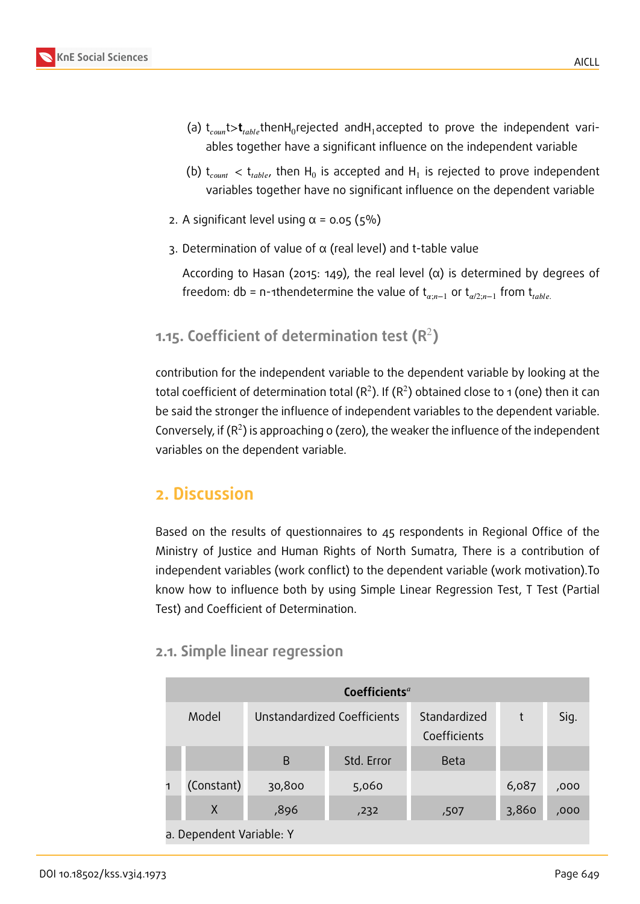(a) $t_{coun}$t>$\mathbf{t}_{table}$thenH$_0$rejected andH$_1$accepted to prove the independent variables together have a significant influence on the independent variable

(b) $t_{count}$ < $t_{table}$, then $H_0$ is accepted and $H_1$ is rejected to prove independent variables together have no significant influence on the dependent variable

2. A significant level using α = 0.05 (5%)

3. Determination of value of α (real level) and t-table value

   According to Hasan (2015: 149), the real level (α) is determined by degrees of freedom: db = n-1thendetermine the value of $t_{\alpha;n-1}$ or $t_{\alpha/2;n-1}$ from $t_{table.}$

### 1.15. Coefficient of determination test ($R^2$)

contribution for the independent variable to the dependent variable by looking at the total coefficient of determination total ($R^2$). If ($R^2$) obtained close to 1 (one) then it can be said the stronger the influence of independent variables to the dependent variable. Conversely, if ($R^2$) is approaching 0 (zero), the weaker the influence of the independent variables on the dependent variable.

## 2. Discussion

Based on the results of questionnaires to 45 respondents in Regional Office of the Ministry of Justice and Human Rights of North Sumatra, There is a contribution of independent variables (work conflict) to the dependent variable (work motivation).To know how to influence both by using Simple Linear Regression Test, T Test (Partial Test) and Coefficient of Determination.

### 2.1. Simple linear regression

**Coefficients$^a$**

| Model | | Unstandardized Coefficients | | Standardized Coefficients | t | Sig. |
|---|---|---|---|---|---|---|
| | | B | Std. Error | Beta | | |
| 1 | (Constant) | 30,800 | 5,060 | | 6,087 | ,000 |
| | X | ,896 | ,232 | ,507 | 3,860 | ,000 |

a. Dependent Variable: Y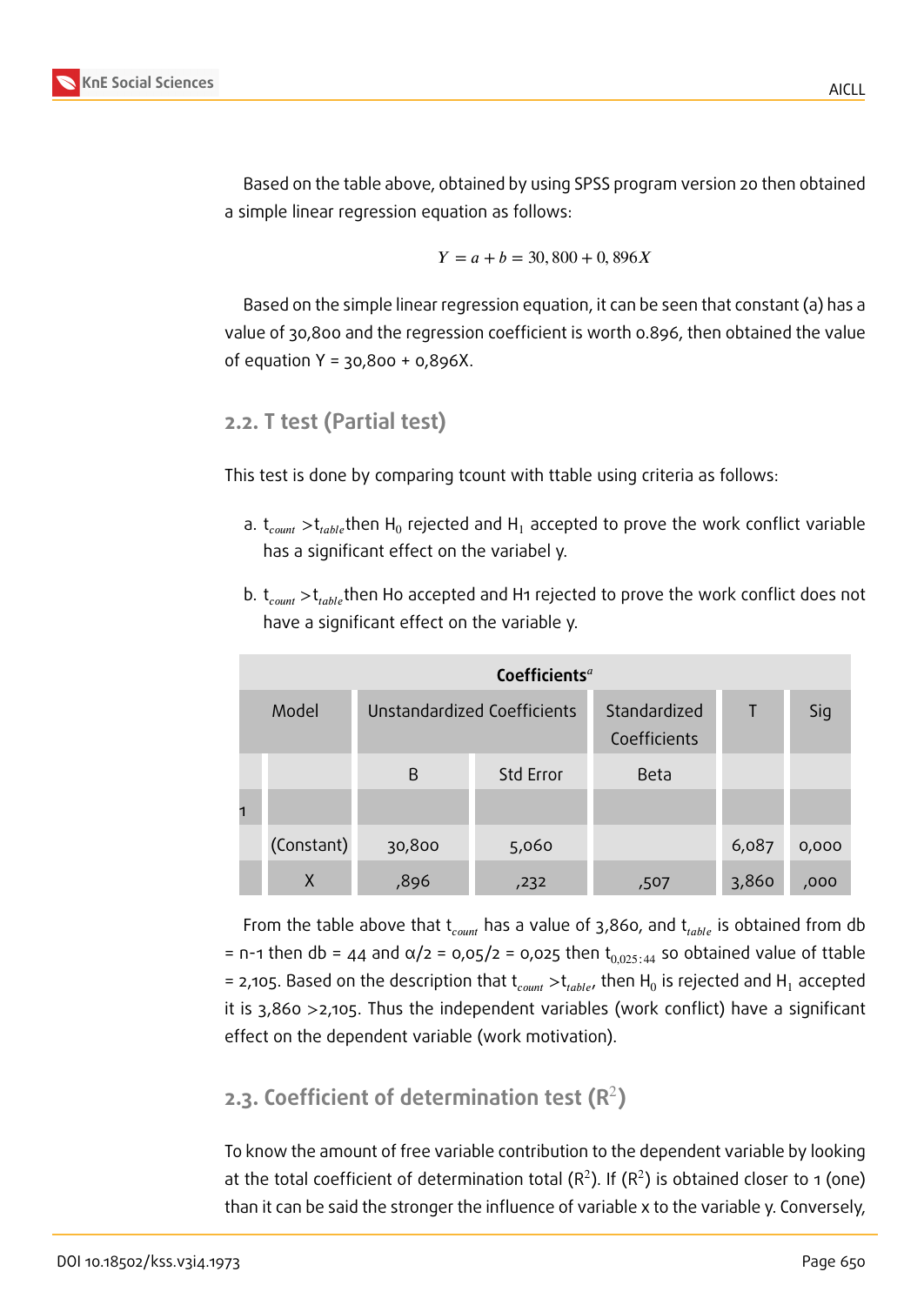Based on the table above, obtained by using SPSS program version 20 then obtained a simple linear regression equation as follows:

$$Y = a + b = 30,800 + 0,896X$$

Based on the simple linear regression equation, it can be seen that constant (a) has a value of 30,800 and the regression coefficient is worth 0.896, then obtained the value of equation Y = 30,800 + 0,896X.

## 2.2. T test (Partial test)

This test is done by comparing tcount with ttable using criteria as follows:

a. $t_{count} > t_{table}$ then $H_0$ rejected and $H_1$ accepted to prove the work conflict variable has a significant effect on the variabel y.

b. $t_{count} > t_{table}$ then Ho accepted and H1 rejected to prove the work conflict does not have a significant effect on the variable y.

| Coefficients[a] | | | | | | |
|---|---|---|---|---|---|---|
| Model | | Unstandardized Coefficients | | Standardized Coefficients | T | Sig |
| | | B | Std Error | Beta | | |
| 1 | | | | | | |
| | (Constant) | 30,800 | 5,060 | | 6,087 | 0,000 |
| | X | ,896 | ,232 | ,507 | 3,860 | ,000 |

From the table above that $t_{count}$ has a value of 3,860, and $t_{table}$ is obtained from db = n-1 then db = 44 and α/2 = 0,05/2 = 0,025 then $t_{0,025:44}$ so obtained value of ttable = 2,105. Based on the description that $t_{count} > t_{table}$, then $H_0$ is rejected and $H_1$ accepted it is 3,860 >2,105. Thus the independent variables (work conflict) have a significant effect on the dependent variable (work motivation).

## 2.3. Coefficient of determination test ($R^2$)

To know the amount of free variable contribution to the dependent variable by looking at the total coefficient of determination total ($R^2$). If ($R^2$) is obtained closer to 1 (one) than it can be said the stronger the influence of variable x to the variable y. Conversely,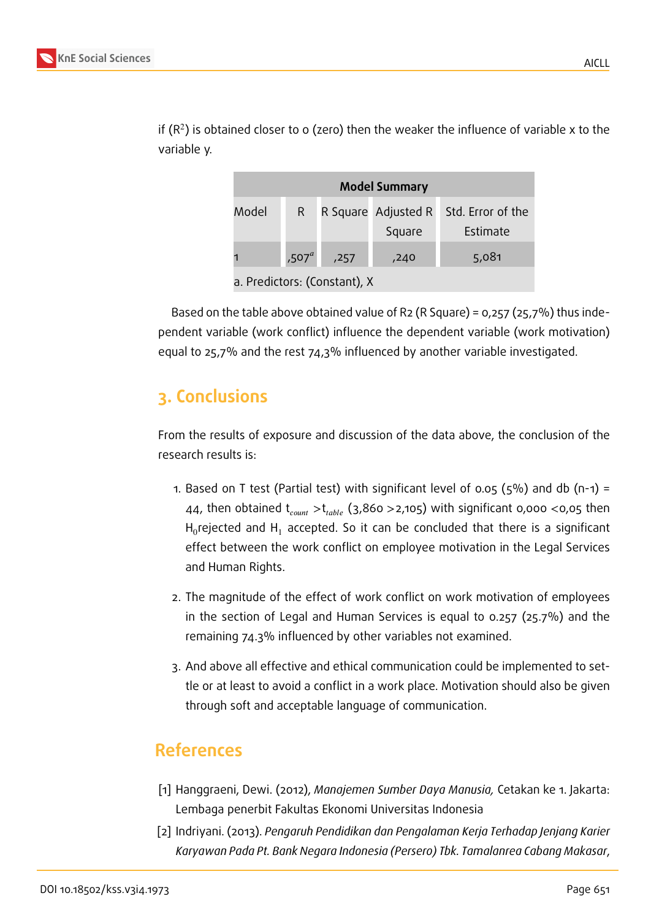if ($R^2$) is obtained closer to 0 (zero) then the weaker the influence of variable x to the variable y.

| Model Summary | | | | |
|---|---|---|---|---|
| Model | R | R Square | Adjusted R Square | Std. Error of the Estimate |
| 1 | ,507[a] | ,257 | ,240 | 5,081 |
| a. Predictors: (Constant), X | | | | |

Based on the table above obtained value of R2 (R Square) = 0,257 (25,7%) thus independent variable (work conflict) influence the dependent variable (work motivation) equal to 25,7% and the rest 74,3% influenced by another variable investigated.

## 3. Conclusions

From the results of exposure and discussion of the data above, the conclusion of the research results is:

1. Based on T test (Partial test) with significant level of 0.05 (5%) and db (n-1) = 44, then obtained $t_{count}$ > $t_{table}$ (3,860 >2,105) with significant 0,000 <0,05 then $H_0$rejected and $H_1$ accepted. So it can be concluded that there is a significant effect between the work conflict on employee motivation in the Legal Services and Human Rights.

2. The magnitude of the effect of work conflict on work motivation of employees in the section of Legal and Human Services is equal to 0.257 (25.7%) and the remaining 74.3% influenced by other variables not examined.

3. And above all effective and ethical communication could be implemented to settle or at least to avoid a conflict in a work place. Motivation should also be given through soft and acceptable language of communication.

## References

[1] Hanggraeni, Dewi. (2012), *Manajemen Sumber Daya Manusia,* Cetakan ke 1. Jakarta: Lembaga penerbit Fakultas Ekonomi Universitas Indonesia

[2] Indriyani. (2013). *Pengaruh Pendidikan dan Pengalaman Kerja Terhadap Jenjang Karier Karyawan Pada Pt. Bank Negara Indonesia (Persero) Tbk. Tamalanrea Cabang Makasar*,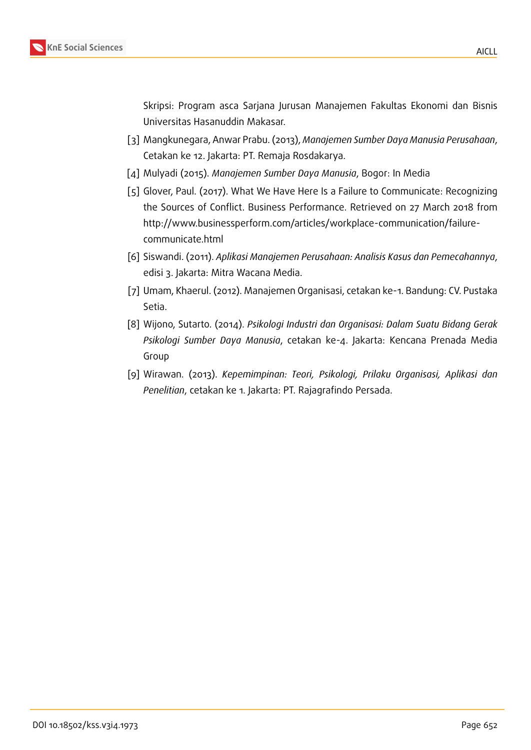Skripsi: Program asca Sarjana Jurusan Manajemen Fakultas Ekonomi dan Bisnis Universitas Hasanuddin Makasar.

[3] Mangkunegara, Anwar Prabu. (2013), *Manajemen Sumber Daya Manusia Perusahaan*, Cetakan ke 12. Jakarta: PT. Remaja Rosdakarya.

[4] Mulyadi (2015). *Manajemen Sumber Daya Manusia*, Bogor: In Media

[5] Glover, Paul. (2017). What We Have Here Is a Failure to Communicate: Recognizing the Sources of Conflict. Business Performance. Retrieved on 27 March 2018 from http://www.businessperform.com/articles/workplace-communication/failure-communicate.html

[6] Siswandi. (2011). *Aplikasi Manajemen Perusahaan: Analisis Kasus dan Pemecahannya*, edisi 3. Jakarta: Mitra Wacana Media.

[7] Umam, Khaerul. (2012). Manajemen Organisasi, cetakan ke-1. Bandung: CV. Pustaka Setia.

[8] Wijono, Sutarto. (2014). *Psikologi Industri dan Organisasi: Dalam Suatu Bidang Gerak Psikologi Sumber Daya Manusia*, cetakan ke-4. Jakarta: Kencana Prenada Media Group

[9] Wirawan. (2013). *Kepemimpinan: Teori, Psikologi, Prilaku Organisasi, Aplikasi dan Penelitian*, cetakan ke 1. Jakarta: PT. Rajagrafindo Persada.